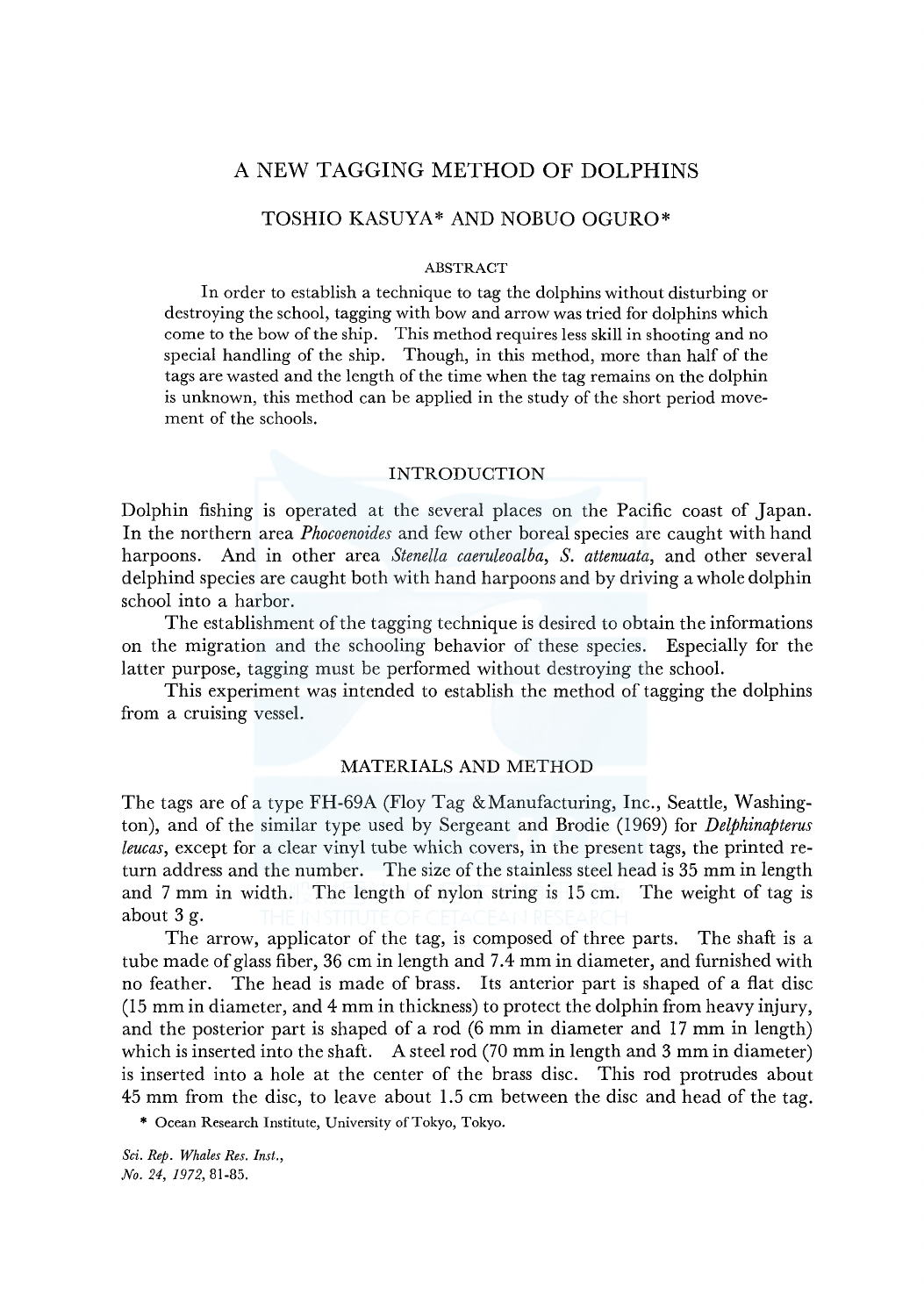# A NEW TAGGING METHOD OF DOLPHINS

## TOSHIO KASUYA* AND NOBUO OGURO*

### ABSTRACT

In order to establish a technique to tag the dolphins without disturbing or destroying the school, tagging with bow and arrow was tried for dolphins which come to the bow of the ship. This method requires less skill in shooting and no special handling of the ship. Though, in this method, more than half of the tags are wasted and the length of the time when the tag remains on the dolphin is unknown, this method can be applied in the study of the short period movement of the schools.

## INTRODUCTION

Dolphin fishing is operated at the several places on the Pacific coast of Japan. In the northern area *Phocoenoides* and few other boreal species are caught with hand harpoons. And in other area *Stenella caeruleoalba*, *S. attenuata*, and other several delphind species are caught both with hand harpoons and by driving a whole dolphin school into a harbor.

The establishment of the tagging technique is desired to obtain the informations on the migration and the schooling behavior of these species. Especially for the latter purpose, tagging must be performed without destroying the school.

This experiment was intended to establish the method of tagging the dolphins from a cruising vessel.

## MATERIALS AND METHOD

The tags are of a type FH-69A (Floy Tag & Manufacturing, Inc., Seattle, Washington), and of the similar type used by Sergeant and Brodie (1969) for *Delphinapterus leucas*, except for a clear vinyl tube which covers, in the present tags, the printed return address and the number. The size of the stainless steel head is 35 mm in length and 7 mm in width. The length of nylon string is 15 cm. The weight of tag is about 3 g.

The arrow, applicator of the tag, is composed of three parts. The shaft is a tube made of glass fiber, 36 cm in length and 7.4 mm in diameter, and furnished with no feather. The head is made of brass. Its anterior part is shaped of a flat disc (15 mm in diameter, and 4 mm in thickness) to protect the dolphin from heavy injury, and the posterior part is shaped of a rod (6 mm in diameter and 17 mm in length) which is inserted into the shaft. A steel rod (70 mm in length and 3 mm in diameter) is inserted into a hole at the center of the brass disc. This rod protrudes about 45 mm from the disc, to leave about 1.5 cm between the disc and head of the tag.

\* Ocean Research Institute, University of Tokyo, Tokyo.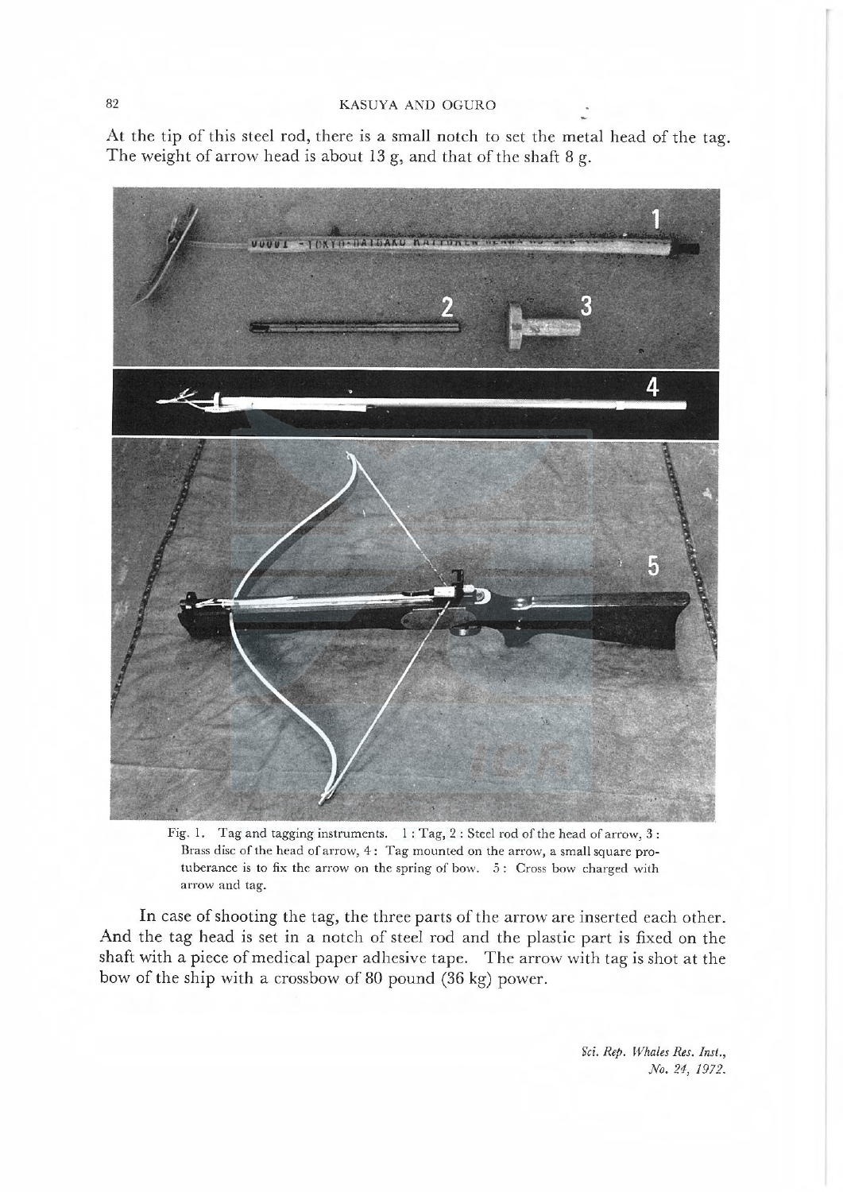At the tip of this steel rod, there is a small notch to set the metal head of the tag. The weight of arrow head is about 13 g, and that of the shaft 8 g.

Fig. 1. Tag and tagging instruments. 1 : Tag, 2 : Steel rod of the head of arrow, 3 : Brass disc of the head of arrow, 4 : Tag mounted on the arrow, a small square protuberance is to fix the arrow on the spring of bow. 5 : Cross bow charged with arrow and tag.

In case of shooting the tag, the three parts of the arrow are inserted each other. And the tag head is set in a notch of steel rod and the plastic part is fixed on the shaft with a piece of medical paper adhesive tape. The arrow with tag is shot at the bow of the ship with a crossbow of 80 pound (36 kg) power.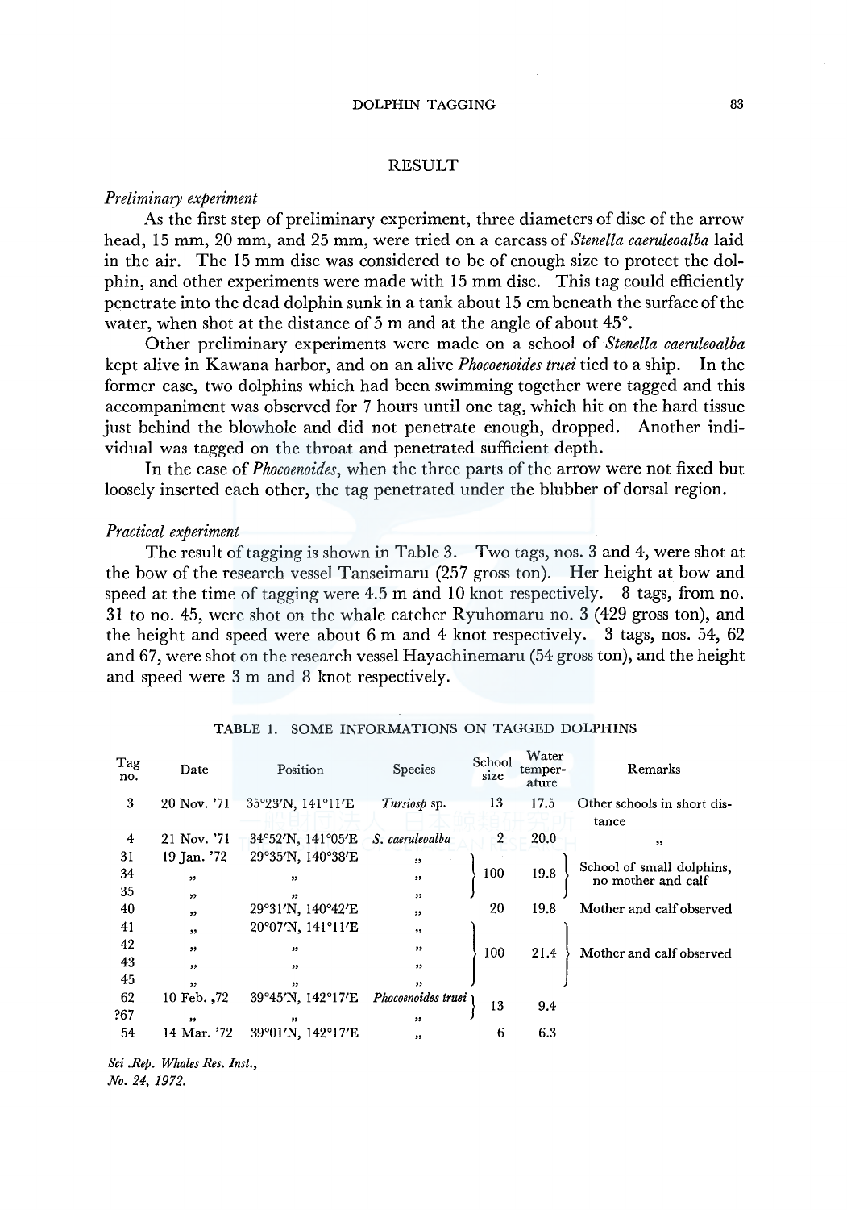## RESULT

### *Preliminary experiment*

As the first step of preliminary experiment, three diameters of disc of the arrow head, 15 mm, 20 mm, and 25 mm, were tried on a carcass of *Stenella caeruleoalba* laid in the air. The 15 mm disc was considered to be of enough size to protect the dolphin, and other experiments were made with 15 mm disc. This tag could efficiently penetrate into the dead dolphin sunk in a tank about 15 cm beneath the surface of the water, when shot at the distance of 5 m and at the angle of about 45°.

Other preliminary experiments were made on a school of *Stenella caeruleoalba* kept alive in Kawana harbor, and on an alive *Phocoenoides truei* tied to a ship. In the former case, two dolphins which had been swimming together were tagged and this accompaniment was observed for 7 hours until one tag, which hit on the hard tissue just behind the blowhole and did not penetrate enough, dropped. Another individual was tagged on the throat and penetrated sufficient depth.

In the case of *Phocoenoides*, when the three parts of the arrow were not fixed but loosely inserted each other, the tag penetrated under the blubber of dorsal region.

### *Practical experiment*

The result of tagging is shown in Table 3. Two tags, nos. 3 and 4, were shot at the bow of the research vessel Tanseimaru (257 gross ton). Her height at bow and speed at the time of tagging were 4.5 m and 10 knot respectively. 8 tags, from no. 31 to no. 45, were shot on the whale catcher Ryuhomaru no. 3 (429 gross ton), and the height and speed were about 6 m and 4 knot respectively. 3 tags, nos. 54, 62 and 67, were shot on the research vessel Hayachinemaru (54 gross ton), and the height and speed were 3 m and 8 knot respectively.

TABLE 1. SOME INFORMATIONS ON TAGGED DOLPHINS

| Tag no. | Date | Position | Species | School size | Water temperature | Remarks |
|---|---|---|---|---|---|---|
| 3 | 20 Nov. '71 | 35°23'N, 141°11'E | *Tursiosp* sp. | 13 | 17.5 | Other schools in short distance |
| 4 | 21 Nov. '71 | 34°52'N, 141°05'E | *S. caeruleoalba* | 2 | 20.0 | " |
| 31 | 19 Jan. '72 | 29°35'N, 140°38'E | " | 100 | 19.8 | School of small dolphins, no mother and calf |
| 34 | " | " | " | | | |
| 35 | " | " | " | | | |
| 40 | " | 29°31'N, 140°42'E | " | 20 | 19.8 | Mother and calf observed |
| 41 | " | 20°07'N, 141°11'E | " | 100 | 21.4 | Mother and calf observed |
| 42 | " | " | " | | | |
| 43 | " | " | " | | | |
| 45 | " | " | " | | | |
| 62 | 10 Feb. ,72 | 39°45'N, 142°17'E | *Phocoenoides truei* | 13 | 9.4 | |
| ?67 | " | " | " | | | |
| 54 | 14 Mar. '72 | 39°01'N, 142°17'E | " | 6 | 6.3 | |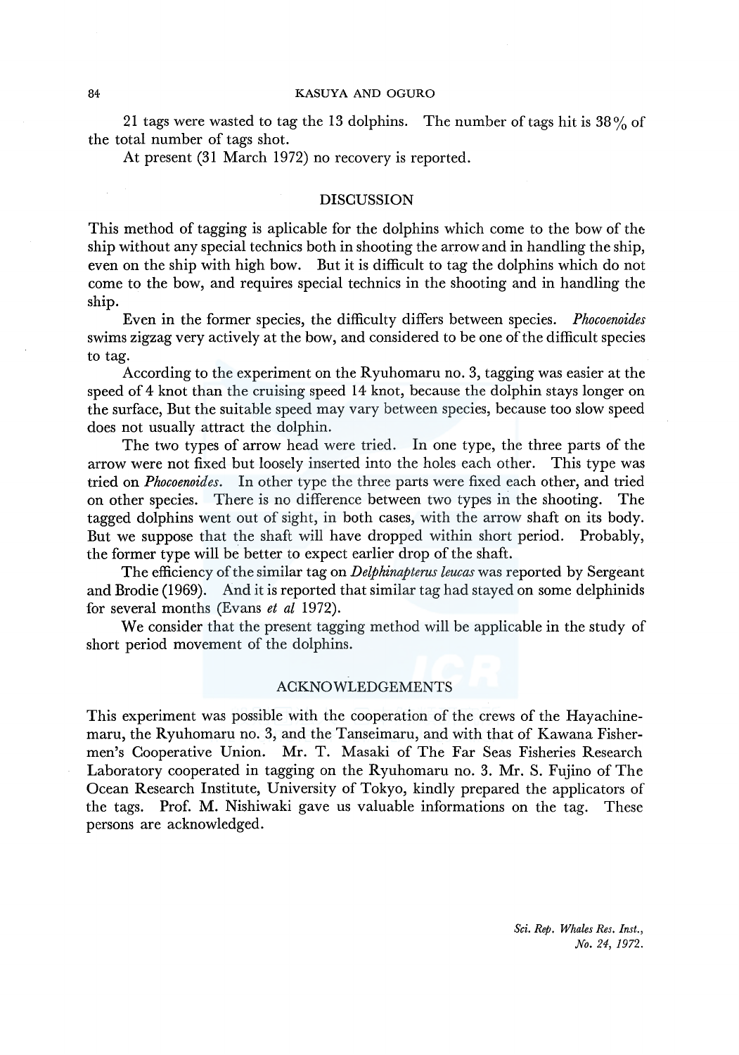21 tags were wasted to tag the 13 dolphins. The number of tags hit is 38% of the total number of tags shot.

At present (31 March 1972) no recovery is reported.

## DISCUSSION

This method of tagging is aplicable for the dolphins which come to the bow of the ship without any special technics both in shooting the arrow and in handling the ship, even on the ship with high bow. But it is difficult to tag the dolphins which do not come to the bow, and requires special technics in the shooting and in handling the ship.

Even in the former species, the difficulty differs between species. *Phocoenoides* swims zigzag very actively at the bow, and considered to be one of the difficult species to tag.

According to the experiment on the Ryuhomaru no. 3, tagging was easier at the speed of 4 knot than the cruising speed 14 knot, because the dolphin stays longer on the surface, But the suitable speed may vary between species, because too slow speed does not usually attract the dolphin.

The two types of arrow head were tried. In one type, the three parts of the arrow were not fixed but loosely inserted into the holes each other. This type was tried on *Phocoenoides*. In other type the three parts were fixed each other, and tried on other species. There is no difference between two types in the shooting. The tagged dolphins went out of sight, in both cases, with the arrow shaft on its body. But we suppose that the shaft will have dropped within short period. Probably, the former type will be better to expect earlier drop of the shaft.

The efficiency of the similar tag on *Delphinapterus leucas* was reported by Sergeant and Brodie (1969). And it is reported that similar tag had stayed on some delphinids for several months (Evans *et al* 1972).

We consider that the present tagging method will be applicable in the study of short period movement of the dolphins.

## ACKNOWLEDGEMENTS

This experiment was possible with the cooperation of the crews of the Hayachine-maru, the Ryuhomaru no. 3, and the Tanseimaru, and with that of Kawana Fishermen's Cooperative Union. Mr. T. Masaki of The Far Seas Fisheries Research Laboratory cooperated in tagging on the Ryuhomaru no. 3. Mr. S. Fujino of The Ocean Research Institute, University of Tokyo, kindly prepared the applicators of the tags. Prof. M. Nishiwaki gave us valuable informations on the tag. These persons are acknowledged.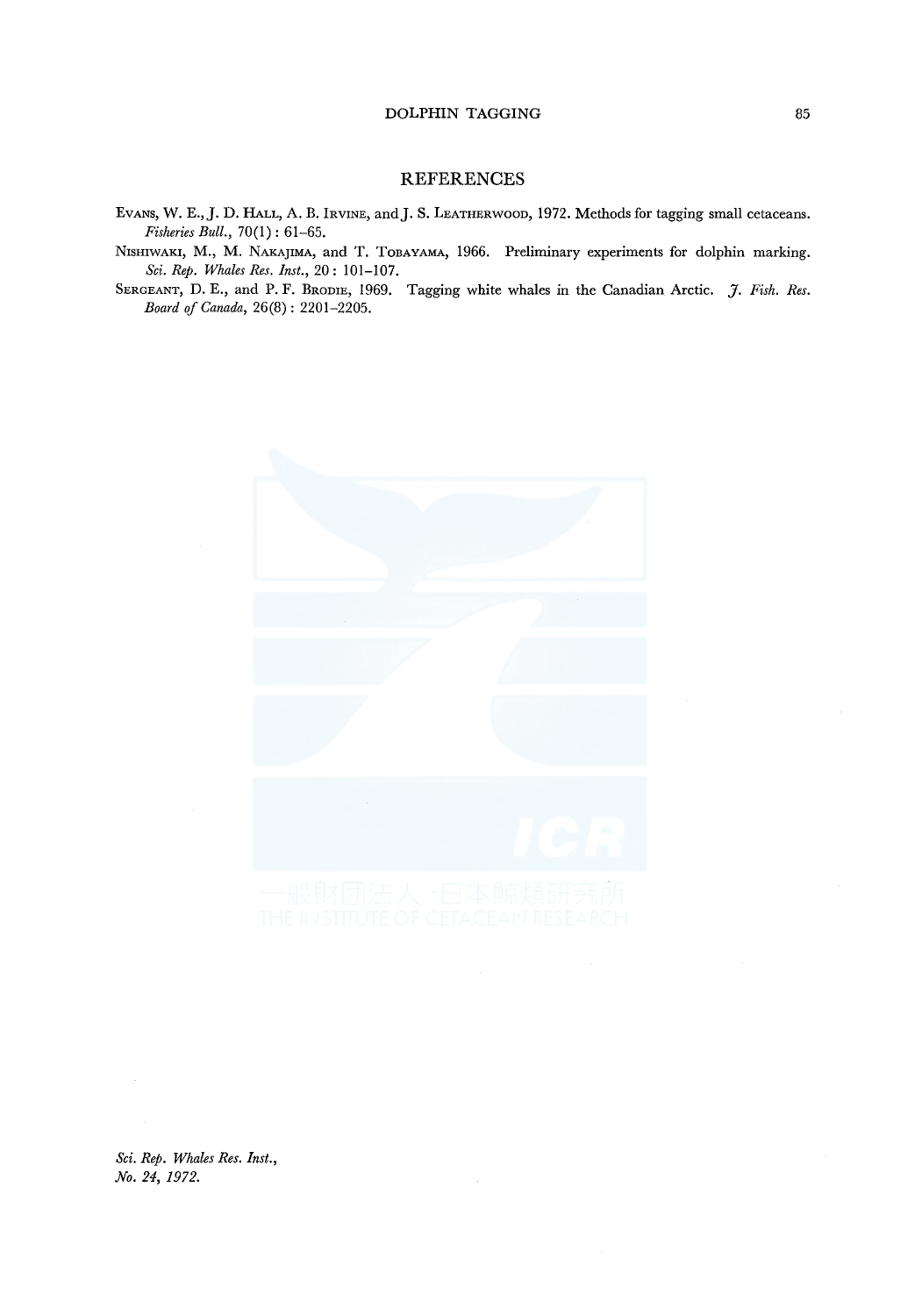## REFERENCES

Evans, W. E., J. D. Hall, A. B. Irvine, and J. S. Leatherwood, 1972. Methods for tagging small cetaceans. *Fisheries Bull.*, 70(1): 61–65.

Nishiwaki, M., M. Nakajima, and T. Tobayama, 1966. Preliminary experiments for dolphin marking. *Sci. Rep. Whales Res. Inst.*, 20: 101–107.

Sergeant, D. E., and P. F. Brodie, 1969. Tagging white whales in the Canadian Arctic. *J. Fish. Res. Board of Canada*, 26(8): 2201–2205.